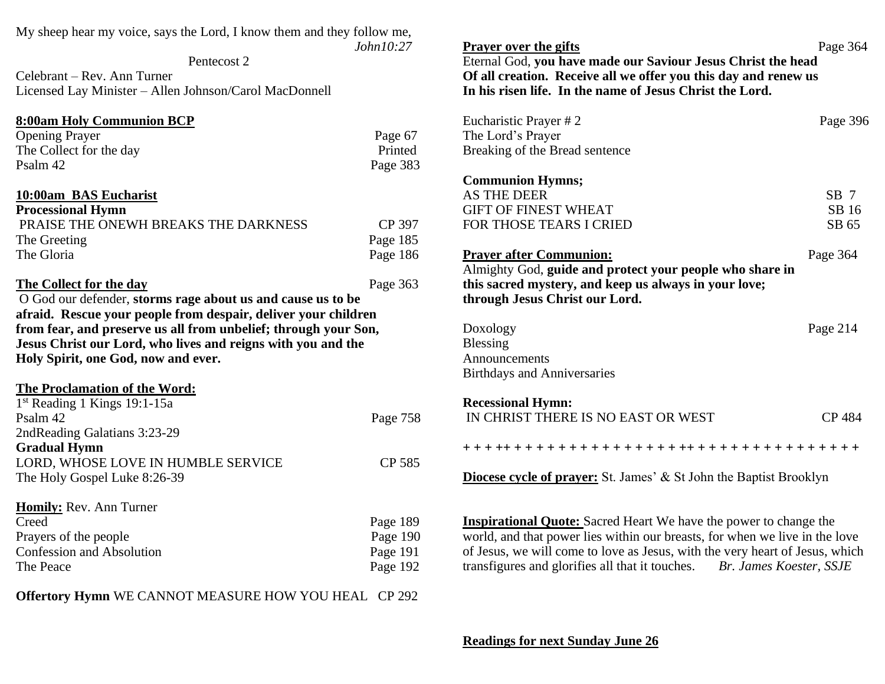My sheep hear my voice, says the Lord, I know them and they follow me,
*John10:27*

Pentecost 2

Celebrant – Rev. Ann Turner
Licensed Lay Minister – Allen Johnson/Carol MacDonnell

**8:00am Holy Communion BCP**

Opening Prayer — Page 67
The Collect for the day — Printed
Psalm 42 — Page 383

**10:00am BAS Eucharist**

**Processional Hymn**
PRAISE THE ONEWH BREAKS THE DARKNESS — CP 397
The Greeting — Page 185
The Gloria — Page 186

**The Collect for the day** — Page 363
O God our defender, **storms rage about us and cause us to be afraid. Rescue your people from despair, deliver your children from fear, and preserve us all from unbelief; through your Son, Jesus Christ our Lord, who lives and reigns with you and the Holy Spirit, one God, now and ever.**

**The Proclamation of the Word:**
1st Reading 1 Kings 19:1-15a
Psalm 42 — Page 758
2ndReading Galatians 3:23-29

**Gradual Hymn**
LORD, WHOSE LOVE IN HUMBLE SERVICE — CP 585
The Holy Gospel Luke 8:26-39

**Homily:** Rev. Ann Turner
Creed — Page 189
Prayers of the people — Page 190
Confession and Absolution — Page 191
The Peace — Page 192

**Offertory Hymn** WE CANNOT MEASURE HOW YOU HEAL — CP 292

**Prayer over the gifts** — Page 364
Eternal God, **you have made our Saviour Jesus Christ the head Of all creation. Receive all we offer you this day and renew us In his risen life. In the name of Jesus Christ the Lord.**

Eucharistic Prayer # 2 — Page 396
The Lord's Prayer
Breaking of the Bread sentence

**Communion Hymns;**
AS THE DEER — SB 7
GIFT OF FINEST WHEAT — SB 16
FOR THOSE TEARS I CRIED — SB 65

**Prayer after Communion:** — Page 364
Almighty God, **guide and protect your people who share in this sacred mystery, and keep us always in your love; through Jesus Christ our Lord.**

Doxology — Page 214
Blessing
Announcements
Birthdays and Anniversaries

**Recessional Hymn:**
IN CHRIST THERE IS NO EAST OR WEST — CP 484

+ + + ++ + + + + + + + + + + + + + + + + ++ + + + + + + + + + + + + + + +

**Diocese cycle of prayer:** St. James' & St John the Baptist Brooklyn

**Inspirational Quote:** Sacred Heart We have the power to change the world, and that power lies within our breasts, for when we live in the love of Jesus, we will come to love as Jesus, with the very heart of Jesus, which transfigures and glorifies all that it touches. *Br. James Koester, SSJE*

**Readings for next Sunday June 26**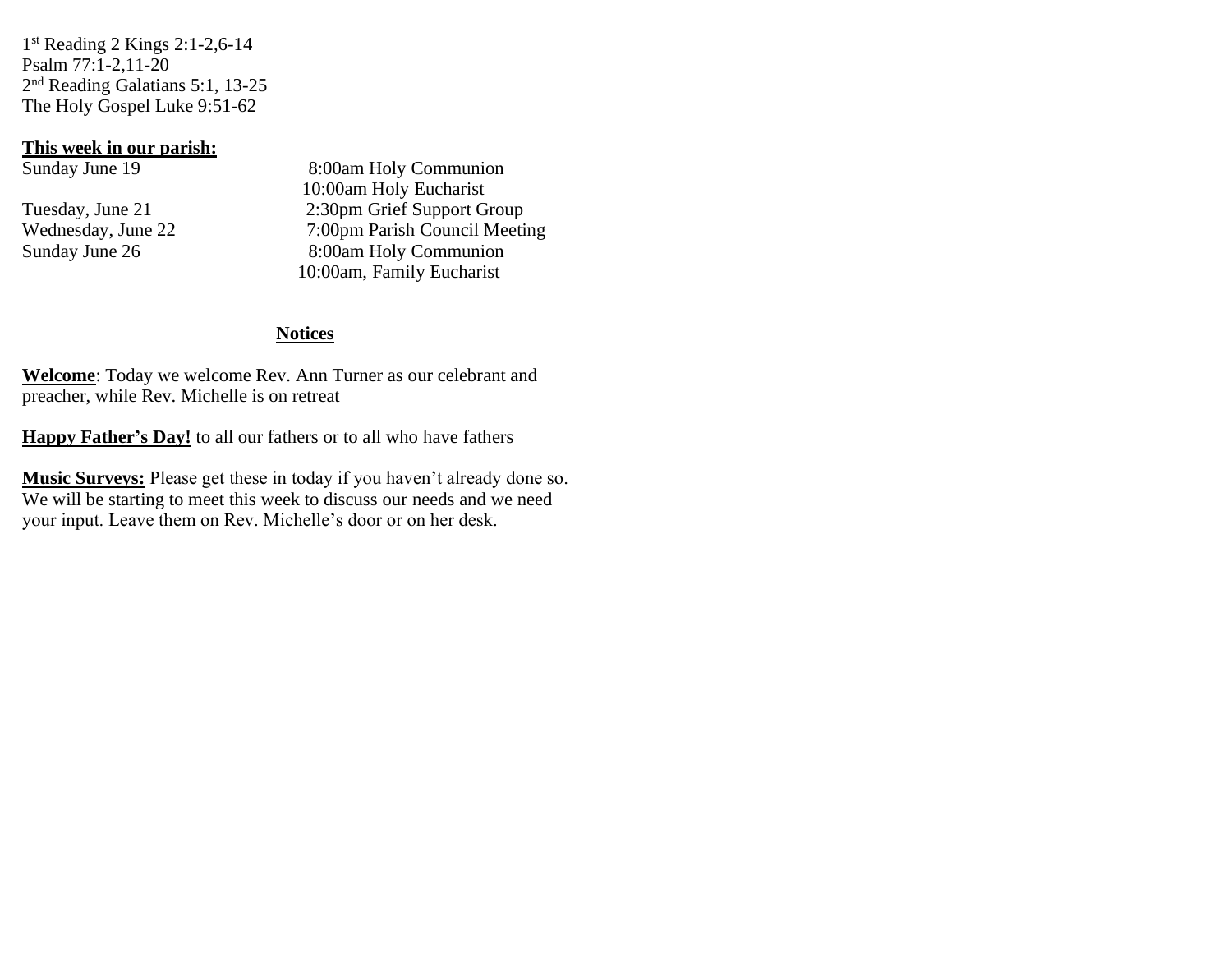1st Reading 2 Kings 2:1-2,6-14
Psalm 77:1-2,11-20
2nd Reading Galatians 5:1, 13-25
The Holy Gospel Luke 9:51-62

**This week in our parish:**

| | |
|---|---|
| Sunday June 19 | 8:00am Holy Communion |
| | 10:00am Holy Eucharist |
| Tuesday, June 21 | 2:30pm Grief Support Group |
| Wednesday, June 22 | 7:00pm Parish Council Meeting |
| Sunday June 26 | 8:00am Holy Communion |
| | 10:00am, Family Eucharist |

**Notices**

**Welcome**: Today we welcome Rev. Ann Turner as our celebrant and preacher, while Rev. Michelle is on retreat

**Happy Father's Day!** to all our fathers or to all who have fathers

**Music Surveys:** Please get these in today if you haven't already done so. We will be starting to meet this week to discuss our needs and we need your input. Leave them on Rev. Michelle's door or on her desk.